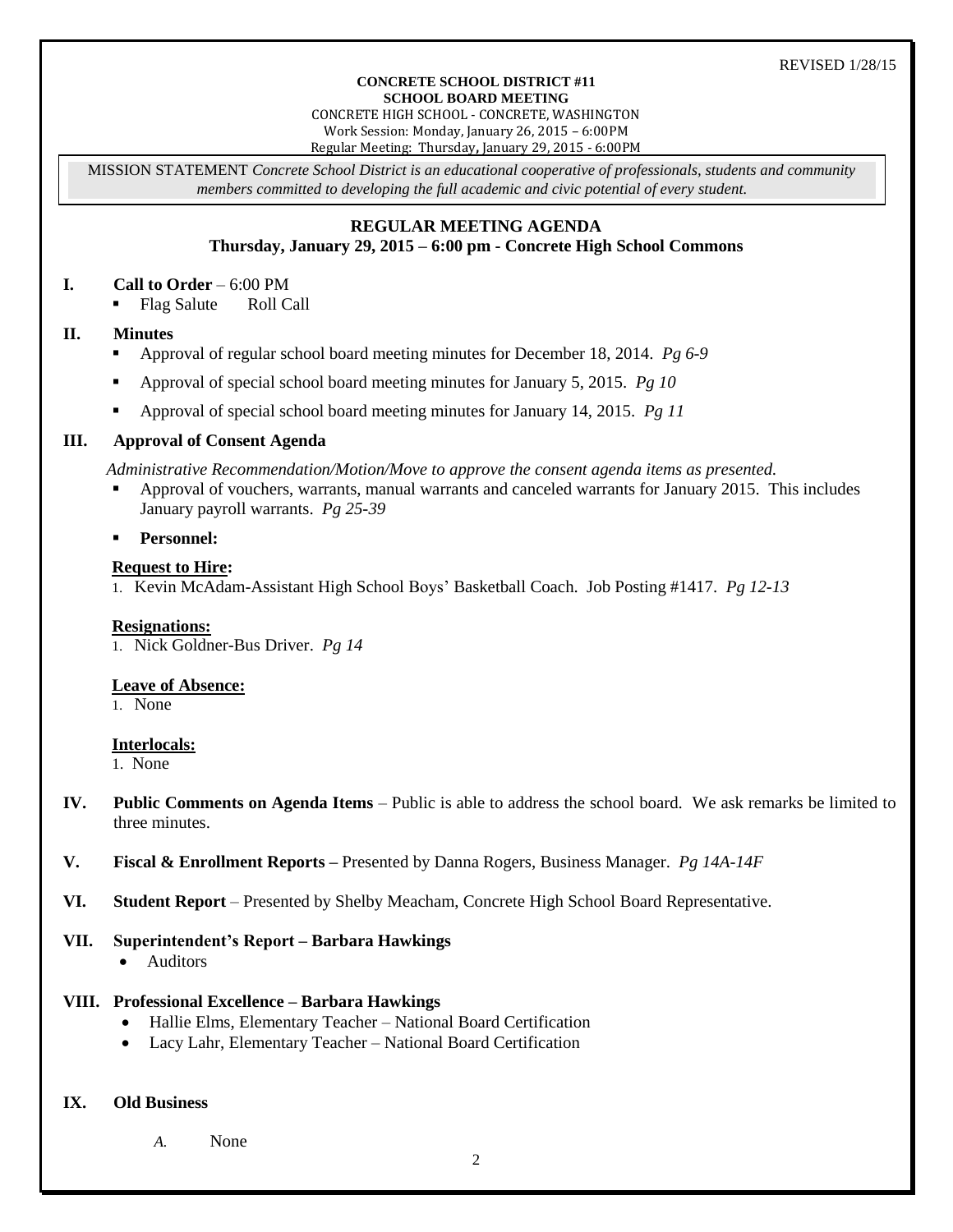REVISED 1/28/15

**CONCRETE SCHOOL DISTRICT #11**
**SCHOOL BOARD MEETING**
CONCRETE HIGH SCHOOL - CONCRETE, WASHINGTON
Work Session: Monday, January 26, 2015 – 6:00PM
Regular Meeting: Thursday, January 29, 2015 - 6:00PM

MISSION STATEMENT *Concrete School District is an educational cooperative of professionals, students and community members committed to developing the full academic and civic potential of every student.*

## REGULAR MEETING AGENDA
**Thursday, January 29, 2015 – 6:00 pm - Concrete High School Commons**

**I. Call to Order** – 6:00 PM

- Flag Salute  Roll Call

**II. Minutes**

- Approval of regular school board meeting minutes for December 18, 2014. *Pg 6-9*
- Approval of special school board meeting minutes for January 5, 2015. *Pg 10*
- Approval of special school board meeting minutes for January 14, 2015. *Pg 11*

**III. Approval of Consent Agenda**

*Administrative Recommendation/Motion/Move to approve the consent agenda items as presented.*

- Approval of vouchers, warrants, manual warrants and canceled warrants for January 2015. This includes January payroll warrants. *Pg 25-39*
- **Personnel:**

**Request to Hire:**

1. Kevin McAdam-Assistant High School Boys' Basketball Coach. Job Posting #1417. *Pg 12-13*

**Resignations:**

1. Nick Goldner-Bus Driver. *Pg 14*

**Leave of Absence:**

1. None

**Interlocals:**

1. None

**IV. Public Comments on Agenda Items** – Public is able to address the school board. We ask remarks be limited to three minutes.

**V. Fiscal & Enrollment Reports –** Presented by Danna Rogers, Business Manager. *Pg 14A-14F*

**VI. Student Report** – Presented by Shelby Meacham, Concrete High School Board Representative.

**VII. Superintendent's Report – Barbara Hawkings**

- Auditors

**VIII. Professional Excellence – Barbara Hawkings**

- Hallie Elms, Elementary Teacher – National Board Certification
- Lacy Lahr, Elementary Teacher – National Board Certification

**IX. Old Business**

*A.* None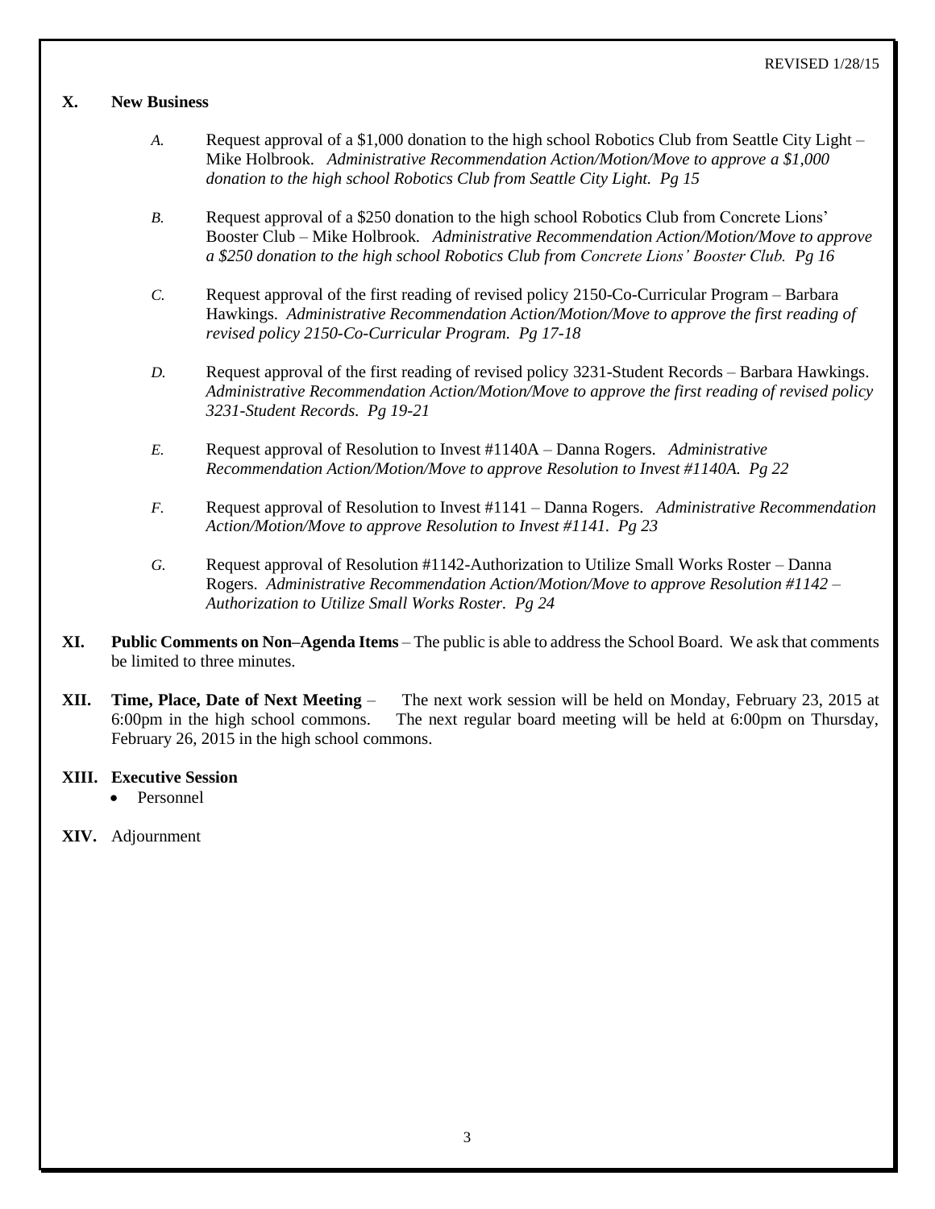REVISED 1/28/15

## X. New Business

*A.* Request approval of a $1,000 donation to the high school Robotics Club from Seattle City Light – Mike Holbrook. *Administrative Recommendation Action/Motion/Move to approve a $1,000 donation to the high school Robotics Club from Seattle City Light. Pg 15*

*B.* Request approval of a $250 donation to the high school Robotics Club from Concrete Lions' Booster Club – Mike Holbrook. *Administrative Recommendation Action/Motion/Move to approve a $250 donation to the high school Robotics Club from Concrete Lions' Booster Club. Pg 16*

*C.* Request approval of the first reading of revised policy 2150-Co-Curricular Program – Barbara Hawkings. *Administrative Recommendation Action/Motion/Move to approve the first reading of revised policy 2150-Co-Curricular Program. Pg 17-18*

*D.* Request approval of the first reading of revised policy 3231-Student Records – Barbara Hawkings. *Administrative Recommendation Action/Motion/Move to approve the first reading of revised policy 3231-Student Records. Pg 19-21*

*E.* Request approval of Resolution to Invest #1140A – Danna Rogers. *Administrative Recommendation Action/Motion/Move to approve Resolution to Invest #1140A. Pg 22*

*F.* Request approval of Resolution to Invest #1141 – Danna Rogers. *Administrative Recommendation Action/Motion/Move to approve Resolution to Invest #1141. Pg 23*

*G.* Request approval of Resolution #1142-Authorization to Utilize Small Works Roster – Danna Rogers. *Administrative Recommendation Action/Motion/Move to approve Resolution #1142 – Authorization to Utilize Small Works Roster. Pg 24*

**XI. Public Comments on Non–Agenda Items** – The public is able to address the School Board. We ask that comments be limited to three minutes.

**XII. Time, Place, Date of Next Meeting** – The next work session will be held on Monday, February 23, 2015 at 6:00pm in the high school commons. The next regular board meeting will be held at 6:00pm on Thursday, February 26, 2015 in the high school commons.

**XIII. Executive Session**

- Personnel

**XIV.** Adjournment